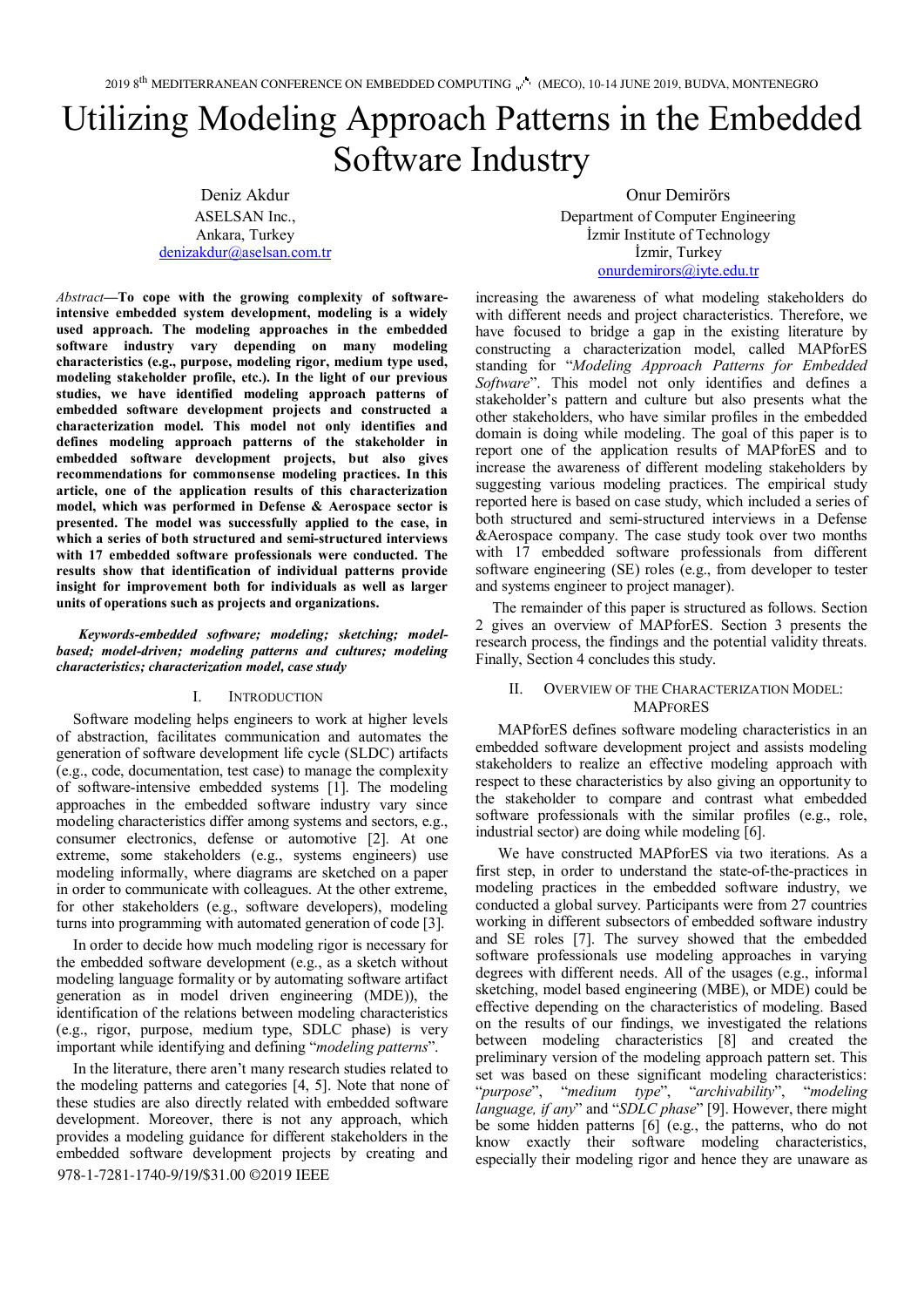# Utilizing Modeling Approach Patterns in the Embedded Software Industry

Deniz Akdur
ASELSAN Inc.,
Ankara, Turkey
denizakdur@aselsan.com.tr

Onur Demirörs
Department of Computer Engineering
İzmir Institute of Technology
İzmir, Turkey
onurdemirors@iyte.edu.tr

***Abstract*—To cope with the growing complexity of software-intensive embedded system development, modeling is a widely used approach. The modeling approaches in the embedded software industry vary depending on many modeling characteristics (e.g., purpose, modeling rigor, medium type used, modeling stakeholder profile, etc.). In the light of our previous studies, we have identified modeling approach patterns of embedded software development projects and constructed a characterization model. This model not only identifies and defines modeling approach patterns of the stakeholder in embedded software development projects, but also gives recommendations for commonsense modeling practices. In this article, one of the application results of this characterization model, which was performed in Defense & Aerospace sector is presented. The model was successfully applied to the case, in which a series of both structured and semi-structured interviews with 17 embedded software professionals were conducted. The results show that identification of individual patterns provide insight for improvement both for individuals as well as larger units of operations such as projects and organizations.**

***Keywords-embedded software; modeling; sketching; model-based; model-driven; modeling patterns and cultures; modeling characteristics; characterization model, case study***

## I. Introduction

Software modeling helps engineers to work at higher levels of abstraction, facilitates communication and automates the generation of software development life cycle (SLDC) artifacts (e.g., code, documentation, test case) to manage the complexity of software-intensive embedded systems [1]. The modeling approaches in the embedded software industry vary since modeling characteristics differ among systems and sectors, e.g., consumer electronics, defense or automotive [2]. At one extreme, some stakeholders (e.g., systems engineers) use modeling informally, where diagrams are sketched on a paper in order to communicate with colleagues. At the other extreme, for other stakeholders (e.g., software developers), modeling turns into programming with automated generation of code [3].

In order to decide how much modeling rigor is necessary for the embedded software development (e.g., as a sketch without modeling language formality or by automating software artifact generation as in model driven engineering (MDE)), the identification of the relations between modeling characteristics (e.g., rigor, purpose, medium type, SDLC phase) is very important while identifying and defining "*modeling patterns*".

In the literature, there aren't many research studies related to the modeling patterns and categories [4, 5]. Note that none of these studies are also directly related with embedded software development. Moreover, there is not any approach, which provides a modeling guidance for different stakeholders in the embedded software development projects by creating and increasing the awareness of what modeling stakeholders do with different needs and project characteristics. Therefore, we have focused to bridge a gap in the existing literature by constructing a characterization model, called MAPforES standing for "*Modeling Approach Patterns for Embedded Software*". This model not only identifies and defines a stakeholder's pattern and culture but also presents what the other stakeholders, who have similar profiles in the embedded domain is doing while modeling. The goal of this paper is to report one of the application results of MAPforES and to increase the awareness of different modeling stakeholders by suggesting various modeling practices. The empirical study reported here is based on case study, which included a series of both structured and semi-structured interviews in a Defense &Aerospace company. The case study took over two months with 17 embedded software professionals from different software engineering (SE) roles (e.g., from developer to tester and systems engineer to project manager).

The remainder of this paper is structured as follows. Section 2 gives an overview of MAPforES. Section 3 presents the research process, the findings and the potential validity threats. Finally, Section 4 concludes this study.

## II. Overview of the Characterization Model: MAPforES

MAPforES defines software modeling characteristics in an embedded software development project and assists modeling stakeholders to realize an effective modeling approach with respect to these characteristics by also giving an opportunity to the stakeholder to compare and contrast what embedded software professionals with the similar profiles (e.g., role, industrial sector) are doing while modeling [6].

We have constructed MAPforES via two iterations. As a first step, in order to understand the state-of-the-practices in modeling practices in the embedded software industry, we conducted a global survey. Participants were from 27 countries working in different subsectors of embedded software industry and SE roles [7]. The survey showed that the embedded software professionals use modeling approaches in varying degrees with different needs. All of the usages (e.g., informal sketching, model based engineering (MBE), or MDE) could be effective depending on the characteristics of modeling. Based on the results of our findings, we investigated the relations between modeling characteristics [8] and created the preliminary version of the modeling approach pattern set. This set was based on these significant modeling characteristics: "*purpose*", "*medium type*", "*archivability*", "*modeling language, if any*" and "*SDLC phase*" [9]. However, there might be some hidden patterns [6] (e.g., the patterns, who do not know exactly their software modeling characteristics, especially their modeling rigor and hence they are unaware as

978-1-7281-1740-9/19/$31.00 ©2019 IEEE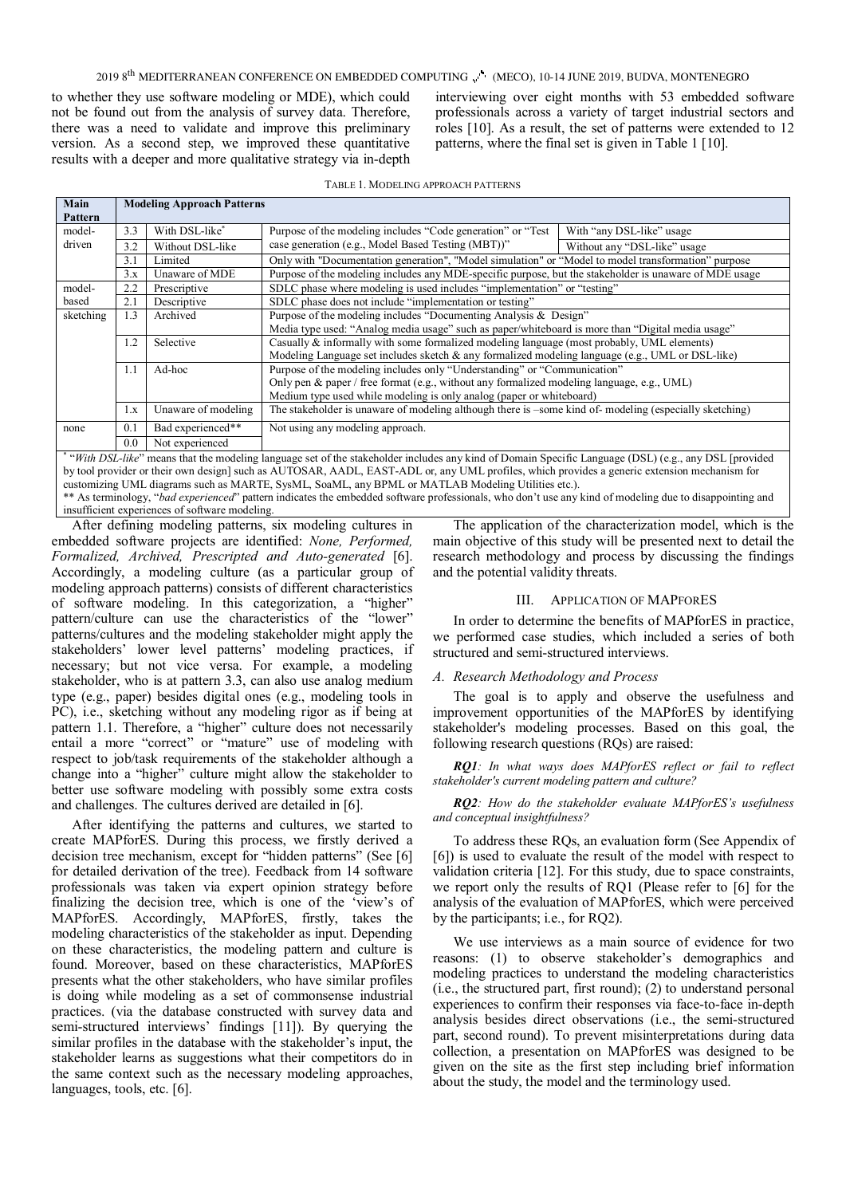to whether they use software modeling or MDE), which could not be found out from the analysis of survey data. Therefore, there was a need to validate and improve this preliminary version. As a second step, we improved these quantitative results with a deeper and more qualitative strategy via in-depth interviewing over eight months with 53 embedded software professionals across a variety of target industrial sectors and roles [10]. As a result, the set of patterns were extended to 12 patterns, where the final set is given in Table 1 [10].

TABLE 1. MODELING APPROACH PATTERNS

| Main Pattern | Modeling Approach Patterns | | | |
|---|---|---|---|---|
| model-driven | 3.3 | With DSL-like* | Purpose of the modeling includes "Code generation" or "Test case generation (e.g., Model Based Testing (MBT))" | With "any DSL-like" usage |
| | 3.2 | Without DSL-like | | Without any "DSL-like" usage |
| | 3.1 | Limited | Only with "Documentation generation", "Model simulation" or "Model to model transformation" purpose | |
| | 3.x | Unaware of MDE | Purpose of the modeling includes any MDE-specific purpose, but the stakeholder is unaware of MDE usage | |
| model-based | 2.2 | Prescriptive | SDLC phase where modeling is used includes "implementation" or "testing" | |
| | 2.1 | Descriptive | SDLC phase does not include "implementation or testing" | |
| sketching | 1.3 | Archived | Purpose of the modeling includes "Documenting Analysis & Design"<br>Media type used: "Analog media usage" such as paper/whiteboard is more than "Digital media usage" | |
| | 1.2 | Selective | Casually & informally with some formalized modeling language (most probably, UML elements)<br>Modeling Language set includes sketch & any formalized modeling language (e.g., UML or DSL-like) | |
| | 1.1 | Ad-hoc | Purpose of the modeling includes only "Understanding" or "Communication"<br>Only pen & paper / free format (e.g., without any formalized modeling language, e.g., UML)<br>Medium type used while modeling is only analog (paper or whiteboard) | |
| | 1.x | Unaware of modeling | The stakeholder is unaware of modeling although there is –some kind of- modeling (especially sketching) | |
| none | 0.1 | Bad experienced** | Not using any modeling approach. | |
| | 0.0 | Not experienced | | |

\* "*With DSL-like*" means that the modeling language set of the stakeholder includes any kind of Domain Specific Language (DSL) (e.g., any DSL [provided by tool provider or their own design] such as AUTOSAR, AADL, EAST-ADL or, any UML profiles, which provides a generic extension mechanism for customizing UML diagrams such as MARTE, SysML, SoaML, any BPML or MATLAB Modeling Utilities etc.).
\** As terminology, "*bad experienced*" pattern indicates the embedded software professionals, who don't use any kind of modeling due to disappointing and insufficient experiences of software modeling.

After defining modeling patterns, six modeling cultures in embedded software projects are identified: *None, Performed, Formalized, Archived, Prescripted and Auto-generated* [6]. Accordingly, a modeling culture (as a particular group of modeling approach patterns) consists of different characteristics of software modeling. In this categorization, a "higher" pattern/culture can use the characteristics of the "lower" patterns/cultures and the modeling stakeholder might apply the stakeholders' lower level patterns' modeling practices, if necessary; but not vice versa. For example, a modeling stakeholder, who is at pattern 3.3, can also use analog medium type (e.g., paper) besides digital ones (e.g., modeling tools in PC), i.e., sketching without any modeling rigor as if being at pattern 1.1. Therefore, a "higher" culture does not necessarily entail a more "correct" or "mature" use of modeling with respect to job/task requirements of the stakeholder although a change into a "higher" culture might allow the stakeholder to better use software modeling with possibly some extra costs and challenges. The cultures derived are detailed in [6].

After identifying the patterns and cultures, we started to create MAPforES. During this process, we firstly derived a decision tree mechanism, except for "hidden patterns" (See [6] for detailed derivation of the tree). Feedback from 14 software professionals was taken via expert opinion strategy before finalizing the decision tree, which is one of the 'view's of MAPforES. Accordingly, MAPforES, firstly, takes the modeling characteristics of the stakeholder as input. Depending on these characteristics, the modeling pattern and culture is found. Moreover, based on these characteristics, MAPforES presents what the other stakeholders, who have similar profiles is doing while modeling as a set of commonsense industrial practices. (via the database constructed with survey data and semi-structured interviews' findings [11]). By querying the similar profiles in the database with the stakeholder's input, the stakeholder learns as suggestions what their competitors do in the same context such as the necessary modeling approaches, languages, tools, etc. [6].

The application of the characterization model, which is the main objective of this study will be presented next to detail the research methodology and process by discussing the findings and the potential validity threats.

## III. APPLICATION OF MAPFORES

In order to determine the benefits of MAPforES in practice, we performed case studies, which included a series of both structured and semi-structured interviews.

### A. Research Methodology and Process

The goal is to apply and observe the usefulness and improvement opportunities of the MAPforES by identifying stakeholder's modeling processes. Based on this goal, the following research questions (RQs) are raised:

***RQ1****: In what ways does MAPforES reflect or fail to reflect stakeholder's current modeling pattern and culture?*

***RQ2****: How do the stakeholder evaluate MAPforES's usefulness and conceptual insightfulness?*

To address these RQs, an evaluation form (See Appendix of [6]) is used to evaluate the result of the model with respect to validation criteria [12]. For this study, due to space constraints, we report only the results of RQ1 (Please refer to [6] for the analysis of the evaluation of MAPforES, which were perceived by the participants; i.e., for RQ2).

We use interviews as a main source of evidence for two reasons: (1) to observe stakeholder's demographics and modeling practices to understand the modeling characteristics (i.e., the structured part, first round); (2) to understand personal experiences to confirm their responses via face-to-face in-depth analysis besides direct observations (i.e., the semi-structured part, second round). To prevent misinterpretations during data collection, a presentation on MAPforES was designed to be given on the site as the first step including brief information about the study, the model and the terminology used.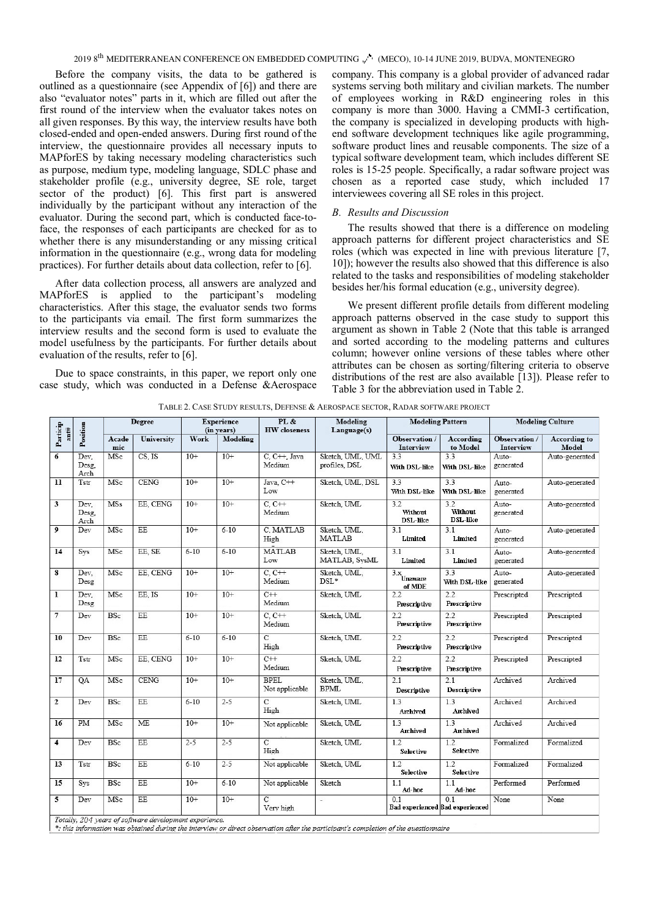Before the company visits, the data to be gathered is outlined as a questionnaire (see Appendix of [6]) and there are also "evaluator notes" parts in it, which are filled out after the first round of the interview when the evaluator takes notes on all given responses. By this way, the interview results have both closed-ended and open-ended answers. During first round of the interview, the questionnaire provides all necessary inputs to MAPforES by taking necessary modeling characteristics such as purpose, medium type, modeling language, SDLC phase and stakeholder profile (e.g., university degree, SE role, target sector of the product) [6]. This first part is answered individually by the participant without any interaction of the evaluator. During the second part, which is conducted face-to-face, the responses of each participants are checked for as to whether there is any misunderstanding or any missing critical information in the questionnaire (e.g., wrong data for modeling practices). For further details about data collection, refer to [6].

After data collection process, all answers are analyzed and MAPforES is applied to the participant's modeling characteristics. After this stage, the evaluator sends two forms to the participants via email. The first form summarizes the interview results and the second form is used to evaluate the model usefulness by the participants. For further details about evaluation of the results, refer to [6].

Due to space constraints, in this paper, we report only one case study, which was conducted in a Defense &Aerospace company. This company is a global provider of advanced radar systems serving both military and civilian markets. The number of employees working in R&D engineering roles in this company is more than 3000. Having a CMMI-3 certification, the company is specialized in developing products with high-end software development techniques like agile programming, software product lines and reusable components. The size of a typical software development team, which includes different SE roles is 15-25 people. Specifically, a radar software project was chosen as a reported case study, which included 17 interviewees covering all SE roles in this project.

### B. Results and Discussion

The results showed that there is a difference on modeling approach patterns for different project characteristics and SE roles (which was expected in line with previous literature [7, 10]); however the results also showed that this difference is also related to the tasks and responsibilities of modeling stakeholder besides her/his formal education (e.g., university degree).

We present different profile details from different modeling approach patterns observed in the case study to support this argument as shown in Table 2 (Note that this table is arranged and sorted according to the modeling patterns and cultures column; however online versions of these tables where other attributes can be chosen as sorting/filtering criteria to observe distributions of the rest are also available [13]). Please refer to Table 3 for the abbreviation used in Table 2.

TABLE 2. CASE STUDY RESULTS, DEFENSE & AEROSPACE SECTOR, RADAR SOFTWARE PROJECT

| Participant# | Position | Degree | | Experience (in years) | | PL & HW closeness | Modeling Language(s) | Modeling Pattern | | Modeling Culture | |
|---|---|---|---|---|---|---|---|---|---|---|---|
| | | Academic | University | Work | Modeling | | | Observation / Interview | According to Model | Observation / Interview | According to Model |
| 6 | Dev, Desg, Arch | MSc | CS, IS | 10+ | 10+ | C, C++, Java Medium | Sketch, UML, UML profiles, DSL | 3.3 With DSL-like | 3.3 With DSL-like | Auto-generated | Auto-generated |
| 11 | Tstr | MSc | CENG | 10+ | 10+ | Java, C++ Low | Sketch, UML, DSL | 3.3 With DSL-like | 3.3 With DSL-like | Auto-generated | Auto-generated |
| 3 | Dev, Desg, Arch | MSs | EE, CENG | 10+ | 10+ | C, C++ Medium | Sketch, UML | 3.2 Without DSL-like | 3.2 Without DSL-like | Auto-generated | Auto-generated |
| 9 | Dev | MSc | EE | 10+ | 6-10 | C, MATLAB High | Sketch, UML, MATLAB | 3.1 Limited | 3.1 Limited | Auto-generated | Auto-generated |
| 14 | Sys | MSc | EE, SE | 6-10 | 6-10 | MATLAB Low | Sketch, UML, MATLAB, SysML | 3.1 Limited | 3.1 Limited | Auto-generated | Auto-generated |
| 8 | Dev, Desg | MSc | EE, CENG | 10+ | 10+ | C, C++ Medium | Sketch, UML, DSL* | 3.x Unaware of MDE | 3.3 With DSL-like | Auto-generated | Auto-generated |
| 1 | Dev, Desg | MSc | EE, IS | 10+ | 10+ | C++ Medium | Sketch, UML | 2.2 Prescriptive | 2.2 Prescriptive | Prescripted | Prescripted |
| 7 | Dev | BSc | EE | 10+ | 10+ | C, C++ Medium | Sketch, UML | 2.2 Prescriptive | 2.2 Prescriptive | Prescripted | Prescripted |
| 10 | Dev | BSc | EE | 6-10 | 6-10 | C High | Sketch, UML | 2.2 Prescriptive | 2.2 Prescriptive | Prescripted | Prescripted |
| 12 | Tstr | MSc | EE, CENG | 10+ | 10+ | C++ Medium | Sketch, UML | 2.2 Prescriptive | 2.2 Prescriptive | Prescripted | Prescripted |
| 17 | QA | MSc | CENG | 10+ | 10+ | BPEL Not applicable | Sketch, UML, BPML | 2.1 Descriptive | 2.1 Descriptive | Archived | Archived |
| 2 | Dev | BSc | EE | 6-10 | 2-5 | C High | Sketch, UML | 1.3 Archived | 1.3 Archived | Archived | Archived |
| 16 | PM | MSc | ME | 10+ | 10+ | Not applicable | Sketch, UML | 1.3 Archived | 1.3 Archived | Archived | Archived |
| 4 | Dev | BSc | EE | 2-5 | 2-5 | C High | Sketch, UML | 1.2 Selective | 1.2 Selective | Formalized | Formalized |
| 13 | Tstr | BSc | EE | 6-10 | 2-5 | Not applicable | Sketch, UML | 1.2 Selective | 1.2 Selective | Formalized | Formalized |
| 15 | Sys | BSc | EE | 10+ | 6-10 | Not applicable | Sketch | 1.1 Ad-hoc | 1.1 Ad-hoc | Performed | Performed |
| 5 | Dev | MSc | EE | 10+ | 10+ | C Very high | - | 0.1 Bad experienced | 0.1 Bad experienced | None | None |

*Totally, 204 years of software development experience.*
*: this information was obtained during the interview or direct observation after the participant's completion of the questionnaire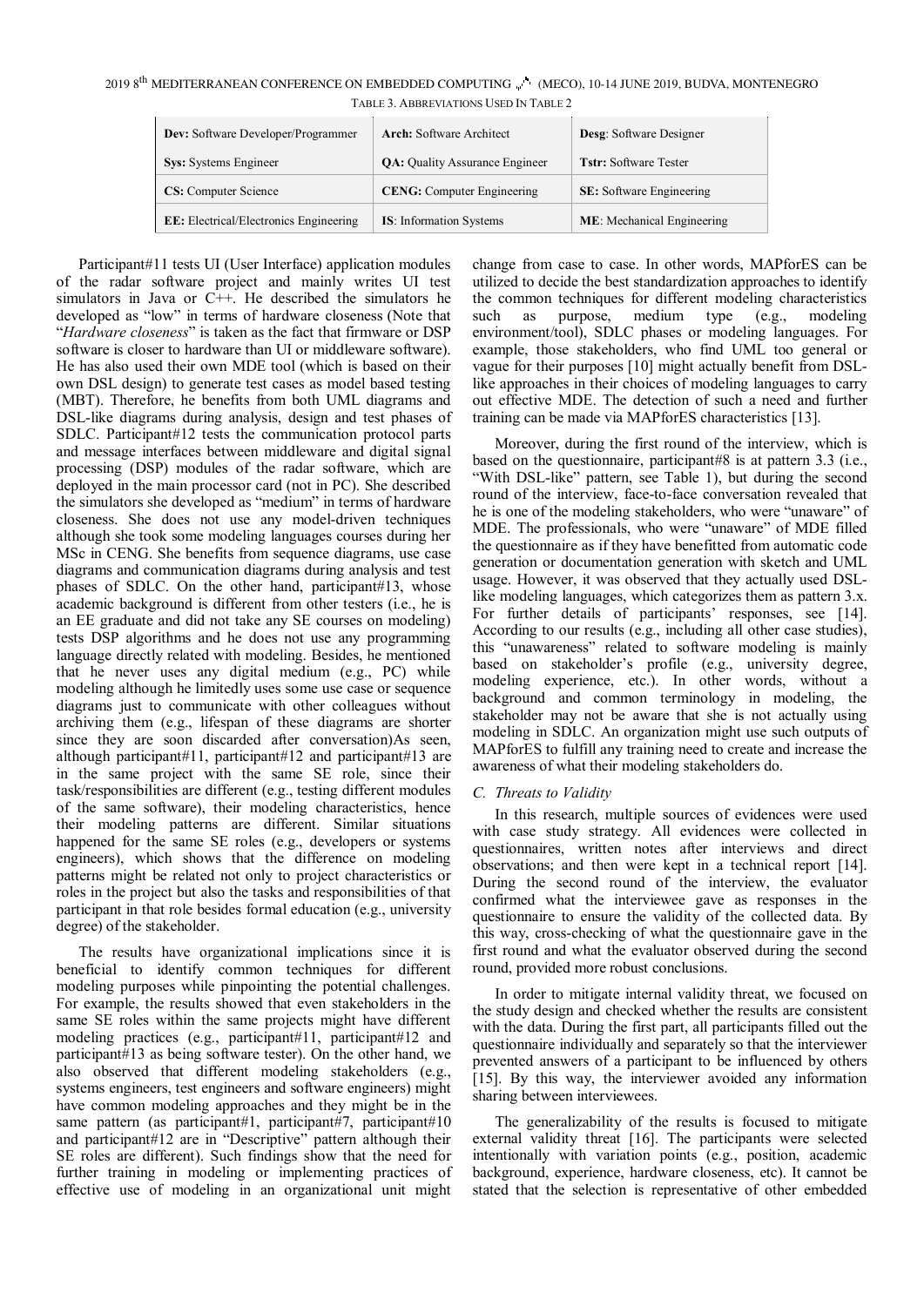TABLE 3. ABBREVIATIONS USED IN TABLE 2

| | | |
|---|---|---|
| **Dev:** Software Developer/Programmer | **Arch:** Software Architect | **Desg**: Software Designer |
| **Sys:** Systems Engineer | **QA:** Quality Assurance Engineer | **Tstr:** Software Tester |
| **CS:** Computer Science | **CENG:** Computer Engineering | **SE:** Software Engineering |
| **EE:** Electrical/Electronics Engineering | **IS**: Information Systems | **ME**: Mechanical Engineering |

Participant#11 tests UI (User Interface) application modules of the radar software project and mainly writes UI test simulators in Java or C++. He described the simulators he developed as "low" in terms of hardware closeness (Note that "*Hardware closeness*" is taken as the fact that firmware or DSP software is closer to hardware than UI or middleware software). He has also used their own MDE tool (which is based on their own DSL design) to generate test cases as model based testing (MBT). Therefore, he benefits from both UML diagrams and DSL-like diagrams during analysis, design and test phases of SDLC. Participant#12 tests the communication protocol parts and message interfaces between middleware and digital signal processing (DSP) modules of the radar software, which are deployed in the main processor card (not in PC). She described the simulators she developed as "medium" in terms of hardware closeness. She does not use any model-driven techniques although she took some modeling languages courses during her MSc in CENG. She benefits from sequence diagrams, use case diagrams and communication diagrams during analysis and test phases of SDLC. On the other hand, participant#13, whose academic background is different from other testers (i.e., he is an EE graduate and did not take any SE courses on modeling) tests DSP algorithms and he does not use any programming language directly related with modeling. Besides, he mentioned that he never uses any digital medium (e.g., PC) while modeling although he limitedly uses some use case or sequence diagrams just to communicate with other colleagues without archiving them (e.g., lifespan of these diagrams are shorter since they are soon discarded after conversation)As seen, although participant#11, participant#12 and participant#13 are in the same project with the same SE role, since their task/responsibilities are different (e.g., testing different modules of the same software), their modeling characteristics, hence their modeling patterns are different. Similar situations happened for the same SE roles (e.g., developers or systems engineers), which shows that the difference on modeling patterns might be related not only to project characteristics or roles in the project but also the tasks and responsibilities of that participant in that role besides formal education (e.g., university degree) of the stakeholder.

The results have organizational implications since it is beneficial to identify common techniques for different modeling purposes while pinpointing the potential challenges. For example, the results showed that even stakeholders in the same SE roles within the same projects might have different modeling practices (e.g., participant#11, participant#12 and participant#13 as being software tester). On the other hand, we also observed that different modeling stakeholders (e.g., systems engineers, test engineers and software engineers) might have common modeling approaches and they might be in the same pattern (as participant#1, participant#7, participant#10 and participant#12 are in "Descriptive" pattern although their SE roles are different). Such findings show that the need for further training in modeling or implementing practices of effective use of modeling in an organizational unit might change from case to case. In other words, MAPforES can be utilized to decide the best standardization approaches to identify the common techniques for different modeling characteristics such as purpose, medium type (e.g., modeling environment/tool), SDLC phases or modeling languages. For example, those stakeholders, who find UML too general or vague for their purposes [10] might actually benefit from DSL-like approaches in their choices of modeling languages to carry out effective MDE. The detection of such a need and further training can be made via MAPforES characteristics [13].

Moreover, during the first round of the interview, which is based on the questionnaire, participant#8 is at pattern 3.3 (i.e., "With DSL-like" pattern, see Table 1), but during the second round of the interview, face-to-face conversation revealed that he is one of the modeling stakeholders, who were "unaware" of MDE. The professionals, who were "unaware" of MDE filled the questionnaire as if they have benefitted from automatic code generation or documentation generation with sketch and UML usage. However, it was observed that they actually used DSL-like modeling languages, which categorizes them as pattern 3.x. For further details of participants' responses, see [14]. According to our results (e.g., including all other case studies), this "unawareness" related to software modeling is mainly based on stakeholder's profile (e.g., university degree, modeling experience, etc.). In other words, without a background and common terminology in modeling, the stakeholder may not be aware that she is not actually using modeling in SDLC. An organization might use such outputs of MAPforES to fulfill any training need to create and increase the awareness of what their modeling stakeholders do.

### *C. Threats to Validity*

In this research, multiple sources of evidences were used with case study strategy. All evidences were collected in questionnaires, written notes after interviews and direct observations; and then were kept in a technical report [14]. During the second round of the interview, the evaluator confirmed what the interviewee gave as responses in the questionnaire to ensure the validity of the collected data. By this way, cross-checking of what the questionnaire gave in the first round and what the evaluator observed during the second round, provided more robust conclusions.

In order to mitigate internal validity threat, we focused on the study design and checked whether the results are consistent with the data. During the first part, all participants filled out the questionnaire individually and separately so that the interviewer prevented answers of a participant to be influenced by others [15]. By this way, the interviewer avoided any information sharing between interviewees.

The generalizability of the results is focused to mitigate external validity threat [16]. The participants were selected intentionally with variation points (e.g., position, academic background, experience, hardware closeness, etc). It cannot be stated that the selection is representative of other embedded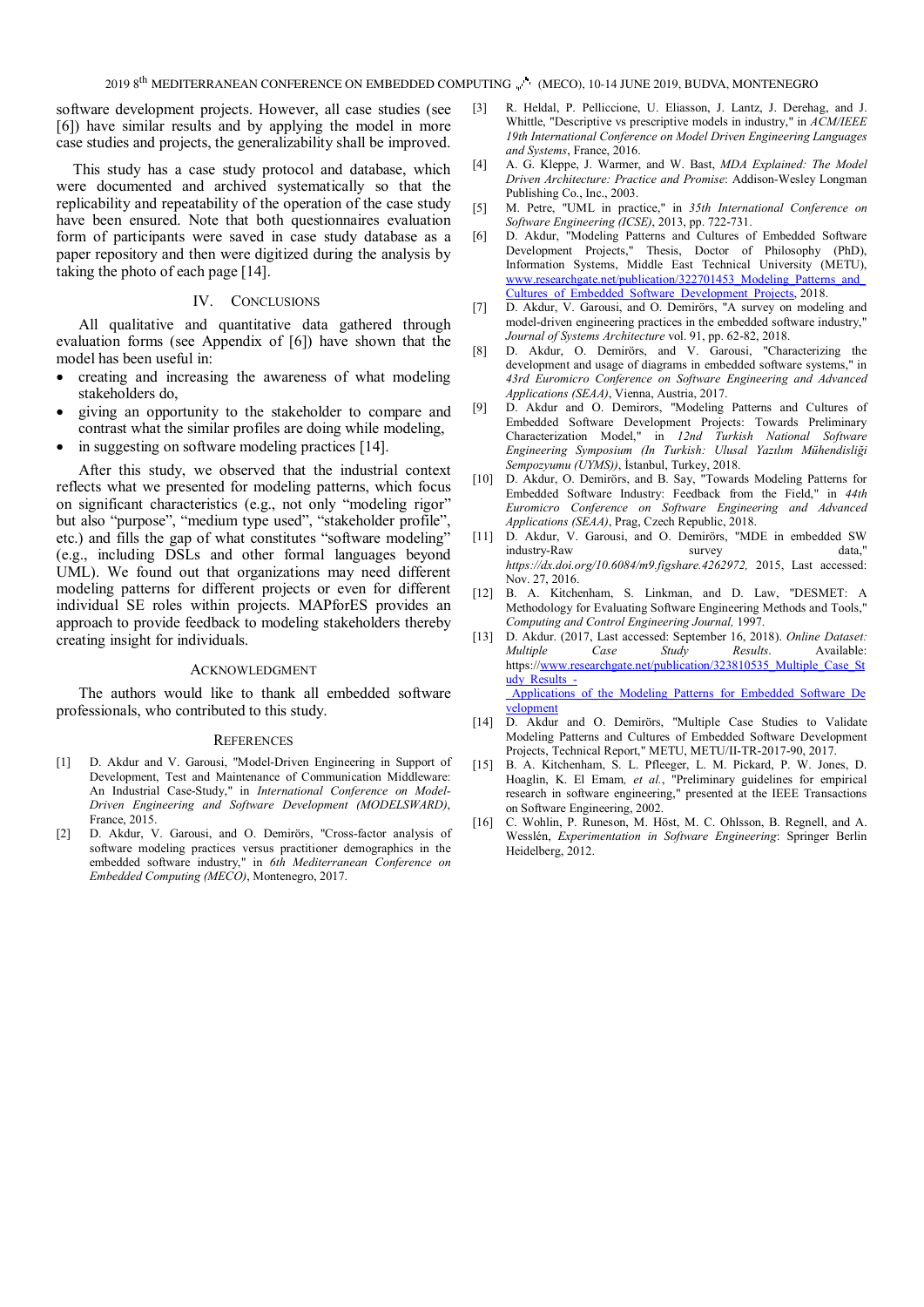software development projects. However, all case studies (see [6]) have similar results and by applying the model in more case studies and projects, the generalizability shall be improved.

This study has a case study protocol and database, which were documented and archived systematically so that the replicability and repeatability of the operation of the case study have been ensured. Note that both questionnaires evaluation form of participants were saved in case study database as a paper repository and then were digitized during the analysis by taking the photo of each page [14].

## IV. Conclusions

All qualitative and quantitative data gathered through evaluation forms (see Appendix of [6]) have shown that the model has been useful in:

- creating and increasing the awareness of what modeling stakeholders do,
- giving an opportunity to the stakeholder to compare and contrast what the similar profiles are doing while modeling,
- in suggesting on software modeling practices [14].

After this study, we observed that the industrial context reflects what we presented for modeling patterns, which focus on significant characteristics (e.g., not only "modeling rigor" but also "purpose", "medium type used", "stakeholder profile", etc.) and fills the gap of what constitutes "software modeling" (e.g., including DSLs and other formal languages beyond UML). We found out that organizations may need different modeling patterns for different projects or even for different individual SE roles within projects. MAPforES provides an approach to provide feedback to modeling stakeholders thereby creating insight for individuals.

## Acknowledgment

The authors would like to thank all embedded software professionals, who contributed to this study.

## References

[1] D. Akdur and V. Garousi, "Model-Driven Engineering in Support of Development, Test and Maintenance of Communication Middleware: An Industrial Case-Study," in *International Conference on Model-Driven Engineering and Software Development (MODELSWARD)*, France, 2015.

[2] D. Akdur, V. Garousi, and O. Demirörs, "Cross-factor analysis of software modeling practices versus practitioner demographics in the embedded software industry," in *6th Mediterranean Conference on Embedded Computing (MECO)*, Montenegro, 2017.

[3] R. Heldal, P. Pelliccione, U. Eliasson, J. Lantz, J. Derehag, and J. Whittle, "Descriptive vs prescriptive models in industry," in *ACM/IEEE 19th International Conference on Model Driven Engineering Languages and Systems*, France, 2016.

[4] A. G. Kleppe, J. Warmer, and W. Bast, *MDA Explained: The Model Driven Architecture: Practice and Promise*: Addison-Wesley Longman Publishing Co., Inc., 2003.

[5] M. Petre, "UML in practice," in *35th International Conference on Software Engineering (ICSE)*, 2013, pp. 722-731.

[6] D. Akdur, "Modeling Patterns and Cultures of Embedded Software Development Projects," Thesis, Doctor of Philosophy (PhD), Information Systems, Middle East Technical University (METU), www.researchgate.net/publication/322701453_Modeling_Patterns_and_Cultures_of_Embedded_Software_Development_Projects, 2018.

[7] D. Akdur, V. Garousi, and O. Demirörs, "A survey on modeling and model-driven engineering practices in the embedded software industry," *Journal of Systems Architecture* vol. 91, pp. 62-82, 2018.

[8] D. Akdur, O. Demirörs, and V. Garousi, "Characterizing the development and usage of diagrams in embedded software systems," in *43rd Euromicro Conference on Software Engineering and Advanced Applications (SEAA)*, Vienna, Austria, 2017.

[9] D. Akdur and O. Demirors, "Modeling Patterns and Cultures of Embedded Software Development Projects: Towards Preliminary Characterization Model," in *12nd Turkish National Software Engineering Symposium (In Turkish: Ulusal Yazılım Mühendisliği Sempozyumu (UYMS))*, İstanbul, Turkey, 2018.

[10] D. Akdur, O. Demirörs, and B. Say, "Towards Modeling Patterns for Embedded Software Industry: Feedback from the Field," in *44th Euromicro Conference on Software Engineering and Advanced Applications (SEAA)*, Prag, Czech Republic, 2018.

[11] D. Akdur, V. Garousi, and O. Demirörs, "MDE in embedded SW industry-Raw survey data," *https://dx.doi.org/10.6084/m9.figshare.4262972,* 2015, Last accessed: Nov. 27, 2016.

[12] B. A. Kitchenham, S. Linkman, and D. Law, "DESMET: A Methodology for Evaluating Software Engineering Methods and Tools," *Computing and Control Engineering Journal,* 1997.

[13] D. Akdur. (2017, Last accessed: September 16, 2018). *Online Dataset: Multiple Case Study Results*. Available: https://www.researchgate.net/publication/323810535_Multiple_Case_Study_Results_-_Applications_of_the_Modeling_Patterns_for_Embedded_Software_Development

[14] D. Akdur and O. Demirörs, "Multiple Case Studies to Validate Modeling Patterns and Cultures of Embedded Software Development Projects, Technical Report," METU, METU/II-TR-2017-90, 2017.

[15] B. A. Kitchenham, S. L. Pfleeger, L. M. Pickard, P. W. Jones, D. Hoaglin, K. El Emam*, et al.*, "Preliminary guidelines for empirical research in software engineering," presented at the IEEE Transactions on Software Engineering, 2002.

[16] C. Wohlin, P. Runeson, M. Höst, M. C. Ohlsson, B. Regnell, and A. Wesslén, *Experimentation in Software Engineering*: Springer Berlin Heidelberg, 2012.